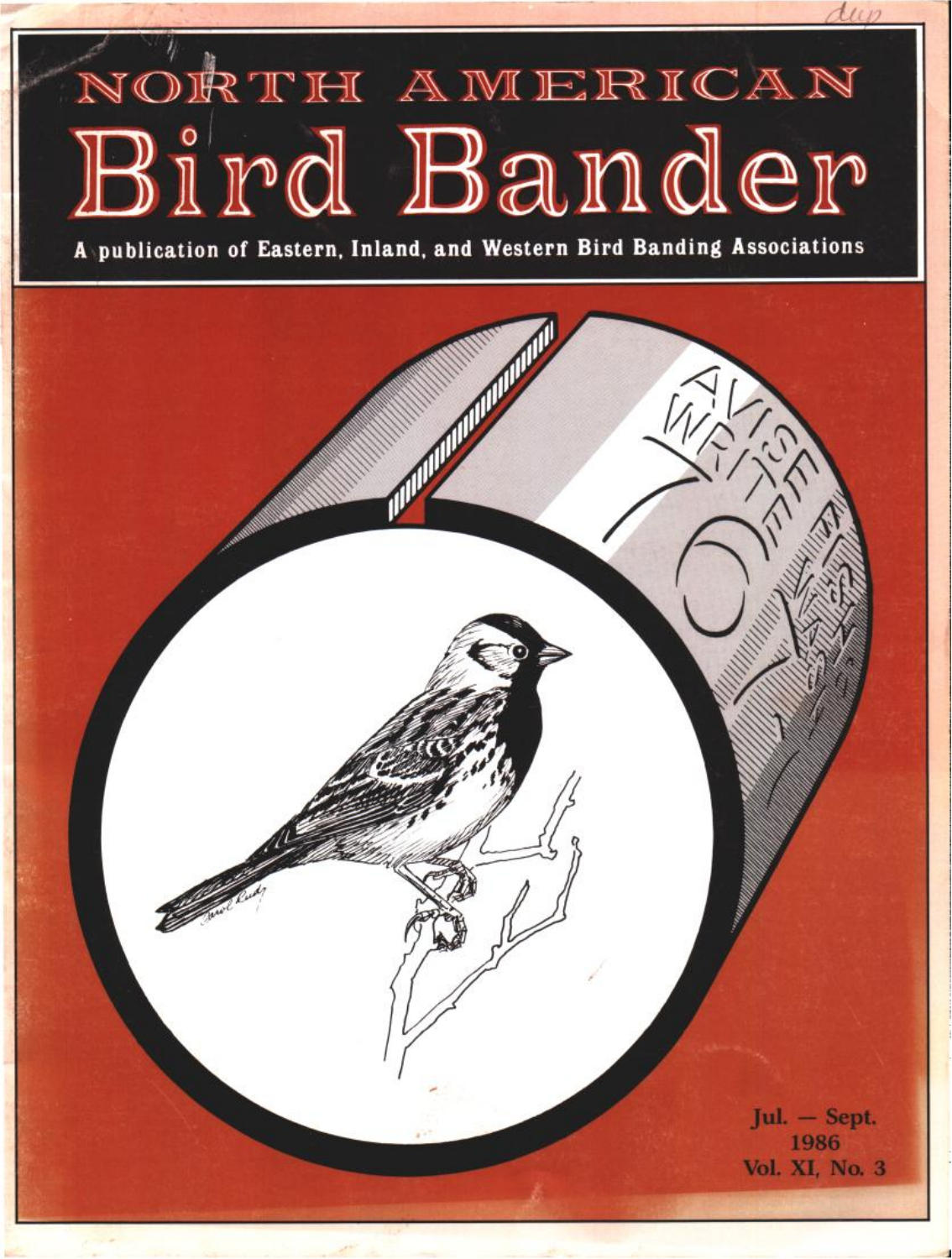# NORTH AMERICAN Bird Bander

**A publication of Eastern, Inland, and Western Bird Banding Associations**

Jul. — Sept.
1986
Vol. XI, No. 3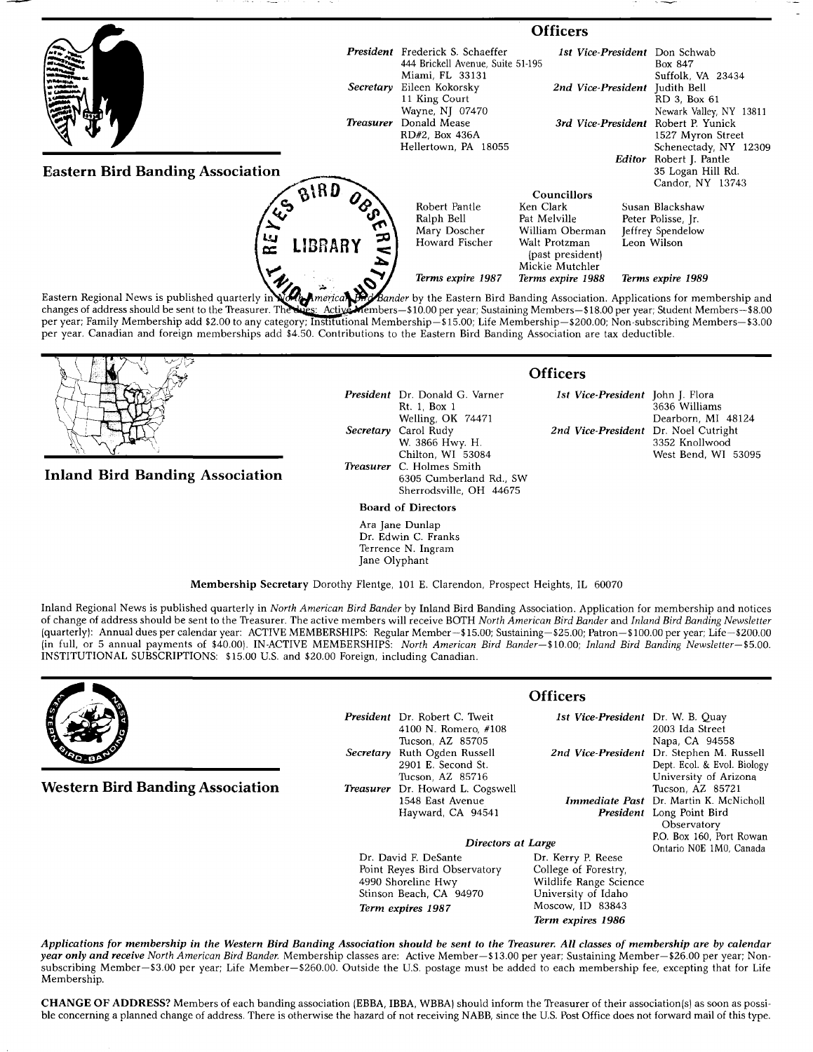## Eastern Bird Banding Association

### Officers

**President** Frederick S. Schaeffer
444 Brickell Avenue, Suite 51-195
Miami, FL 33131

**Secretary** Eileen Kokorsky
11 King Court
Wayne, NJ 07470

**Treasurer** Donald Mease
RD#2, Box 436A
Hellertown, PA 18055

**1st Vice-President** Don Schwab
Box 847
Suffolk, VA 23434

**2nd Vice-President** Judith Bell
RD 3, Box 61
Newark Valley, NY 13811

**3rd Vice-President** Robert P. Yunick
1527 Myron Street
Schenectady, NY 12309

**Editor** Robert J. Pantle
35 Logan Hill Rd.
Candor, NY 13743

**Councillors**

| | | |
|---|---|---|
| Robert Pantle | Ken Clark | Susan Blackshaw |
| Ralph Bell | Pat Melville | Peter Polisse, Jr. |
| Mary Doscher | William Oberman | Jeffrey Spendelow |
| Howard Fischer | Walt Protzman (past president) | Leon Wilson |
| | Mickie Mutchler | |
| *Terms expire 1987* | *Terms expire 1988* | *Terms expire 1989* |

Eastern Regional News is published quarterly in *North American Bird Bander* by the Eastern Bird Banding Association. Applications for membership and changes of address should be sent to the Treasurer. The dues: Active Members—$10.00 per year; Sustaining Members—$18.00 per year; Student Members—$8.00 per year; Family Membership add $2.00 to any category; Institutional Membership—$15.00; Life Membership—$200.00; Non-subscribing Members—$3.00 per year. Canadian and foreign memberships add $4.50. Contributions to the Eastern Bird Banding Association are tax deductible.

## Inland Bird Banding Association

### Officers

**President** Dr. Donald G. Varner
Rt. 1, Box 1
Welling, OK 74471

**Secretary** Carol Rudy
W. 3866 Hwy. H.
Chilton, WI 53084

**Treasurer** C. Holmes Smith
6305 Cumberland Rd., SW
Sherrodsville, OH 44675

**1st Vice-President** John J. Flora
3636 Williams
Dearborn, MI 48124

**2nd Vice-President** Dr. Noel Cutright
3352 Knollwood
West Bend, WI 53095

**Board of Directors**

Ara Jane Dunlap
Dr. Edwin C. Franks
Terrence N. Ingram
Jane Olyphant

**Membership Secretary** Dorothy Flentge, 101 E. Clarendon, Prospect Heights, IL 60070

Inland Regional News is published quarterly in *North American Bird Bander* by Inland Bird Banding Association. Application for membership and notices of change of address should be sent to the Treasurer. The active members will receive BOTH *North American Bird Bander* and *Inland Bird Banding Newsletter* (quarterly): Annual dues per calendar year: ACTIVE MEMBERSHIPS: Regular Member—$15.00; Sustaining—$25.00; Patron—$100.00 per year; Life—$200.00 (in full, or 5 annual payments of $40.00). IN-ACTIVE MEMBERSHIPS: *North American Bird Bander*—$10.00; *Inland Bird Banding Newsletter*—$5.00. INSTITUTIONAL SUBSCRIPTIONS: $15.00 U.S. and $20.00 Foreign, including Canadian.

## Western Bird Banding Association

### Officers

**President** Dr. Robert C. Tweit
4100 N. Romero, #108
Tucson, AZ 85705

**Secretary** Ruth Ogden Russell
2901 E. Second St.
Tucson, AZ 85716

**Treasurer** Dr. Howard L. Cogswell
1548 East Avenue
Hayward, CA 94541

**1st Vice-President** Dr. W. B. Quay
2003 Ida Street
Napa, CA 94558

**2nd Vice-President** Dr. Stephen M. Russell
Dept. Ecol. & Evol. Biology
University of Arizona
Tucson, AZ 85721

**Immediate Past President** Dr. Martin K. McNicholl
Long Point Bird Observatory
P.O. Box 160, Port Rowan
Ontario N0E 1M0, Canada

***Directors at Large***

| | |
|---|---|
| Dr. David F. DeSante | Dr. Kerry P. Reese |
| Point Reyes Bird Observatory | College of Forestry, |
| 4990 Shoreline Hwy | Wildlife Range Science |
| Stinson Beach, CA 94970 | University of Idaho |
| *Term expires 1987* | Moscow, ID 83843 |
| | *Term expires 1986* |

***Applications for membership in the Western Bird Banding Association should be sent to the Treasurer. All classes of membership are by calendar year only and receive*** *North American Bird Bander.* Membership classes are: Active Member—$13.00 per year; Sustaining Member—$26.00 per year; Non-subscribing Member—$3.00 per year; Life Member—$260.00. Outside the U.S. postage must be added to each membership fee, excepting that for Life Membership.

**CHANGE OF ADDRESS?** Members of each banding association (EBBA, IBBA, WBBA) should inform the Treasurer of their association(s) as soon as possible concerning a planned change of address. There is otherwise the hazard of not receiving NABB, since the U.S. Post Office does not forward mail of this type.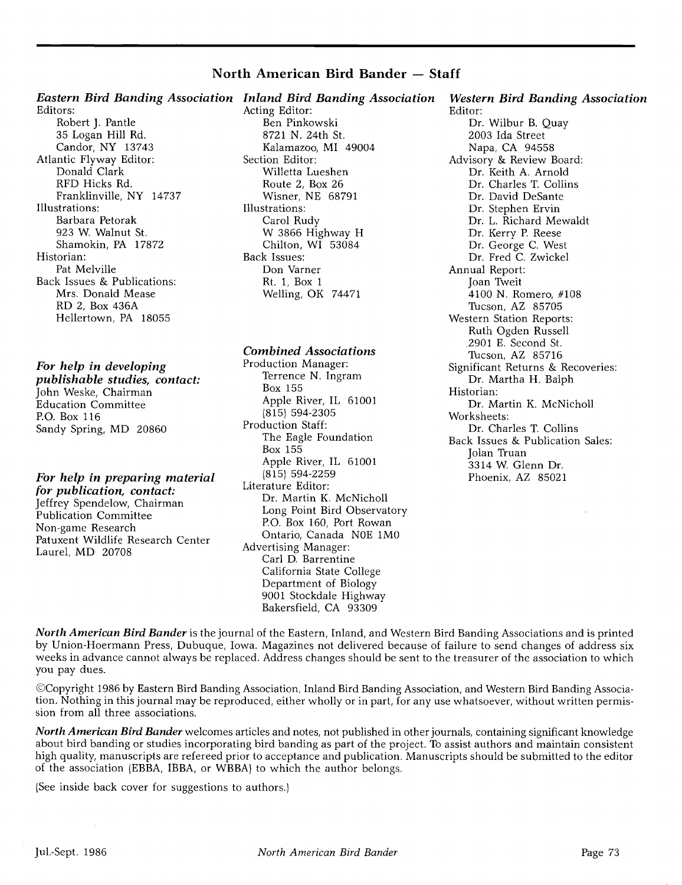## North American Bird Bander — Staff

### *Eastern Bird Banding Association*

Editors:
Robert J. Pantle
35 Logan Hill Rd.
Candor, NY 13743

Atlantic Flyway Editor:
Donald Clark
RFD Hicks Rd.
Franklinville, NY 14737

Illustrations:
Barbara Petorak
923 W. Walnut St.
Shamokin, PA 17872

Historian:
Pat Melville

Back Issues & Publications:
Mrs. Donald Mease
RD 2, Box 436A
Hellertown, PA 18055

### *For help in developing publishable studies, contact:*

John Weske, Chairman
Education Committee
P.O. Box 116
Sandy Spring, MD 20860

### *For help in preparing material for publication, contact:*

Jeffrey Spendelow, Chairman
Publication Committee
Non-game Research
Patuxent Wildlife Research Center
Laurel, MD 20708

### *Inland Bird Banding Association*

Acting Editor:
Ben Pinkowski
8721 N. 24th St.
Kalamazoo, MI 49004

Section Editor:
Willetta Lueshen
Route 2, Box 26
Wisner, NE 68791

Illustrations:
Carol Rudy
W 3866 Highway H
Chilton, WI 53084

Back Issues:
Don Varner
Rt. 1, Box 1
Welling, OK 74471

### *Combined Associations*

Production Manager:
Terrence N. Ingram
Box 155
Apple River, IL 61001
(815) 594-2305

Production Staff:
The Eagle Foundation
Box 155
Apple River, IL 61001
(815) 594-2259

Literature Editor:
Dr. Martin K. McNicholl
Long Point Bird Observatory
P.O. Box 160, Port Rowan
Ontario, Canada N0E 1M0

Advertising Manager:
Carl D. Barrentine
California State College
Department of Biology
9001 Stockdale Highway
Bakersfield, CA 93309

### *Western Bird Banding Association*

Editor:
Dr. Wilbur B. Quay
2003 Ida Street
Napa, CA 94558

Advisory & Review Board:
Dr. Keith A. Arnold
Dr. Charles T. Collins
Dr. David DeSante
Dr. Stephen Ervin
Dr. L. Richard Mewaldt
Dr. Kerry P. Reese
Dr. George C. West
Dr. Fred C. Zwickel

Annual Report:
Joan Tweit
4100 N. Romero, #108
Tucson, AZ 85705

Western Station Reports:
Ruth Ogden Russell
2901 E. Second St.
Tucson, AZ 85716

Significant Returns & Recoveries:
Dr. Martha H. Balph

Historian:
Dr. Martin K. McNicholl

Worksheets:
Dr. Charles T. Collins

Back Issues & Publication Sales:
Jolan Truan
3314 W. Glenn Dr.
Phoenix, AZ 85021

***North American Bird Bander*** is the journal of the Eastern, Inland, and Western Bird Banding Associations and is printed by Union-Hoermann Press, Dubuque, Iowa. Magazines not delivered because of failure to send changes of address six weeks in advance cannot always be replaced. Address changes should be sent to the treasurer of the association to which you pay dues.

©Copyright 1986 by Eastern Bird Banding Association, Inland Bird Banding Association, and Western Bird Banding Association. Nothing in this journal may be reproduced, either wholly or in part, for any use whatsoever, without written permission from all three associations.

***North American Bird Bander*** welcomes articles and notes, not published in other journals, containing significant knowledge about bird banding or studies incorporating bird banding as part of the project. To assist authors and maintain consistent high quality, manuscripts are refereed prior to acceptance and publication. Manuscripts should be submitted to the editor of the association (EBBA, IBBA, or WBBA) to which the author belongs.

(See inside back cover for suggestions to authors.)